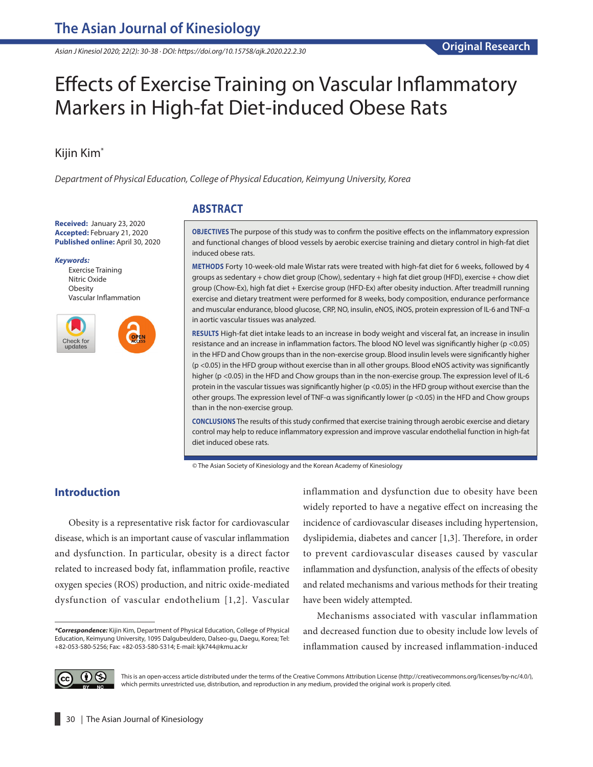# Effects of Exercise Training on Vascular Inflammatory Markers in High-fat Diet-induced Obese Rats

Kijin Kim*

*Department of Physical Education, College of Physical Education, Keimyung University, Korea*

**Received:** January 23, 2020
**Accepted:** February 21, 2020
**Published online:** April 30, 2020

***Keywords:***
Exercise Training
Nitric Oxide
Obesity
Vascular Inflammation

## ABSTRACT

**OBJECTIVES** The purpose of this study was to confirm the positive effects on the inflammatory expression and functional changes of blood vessels by aerobic exercise training and dietary control in high-fat diet induced obese rats.

**METHODS** Forty 10-week-old male Wistar rats were treated with high-fat diet for 6 weeks, followed by 4 groups as sedentary + chow diet group (Chow), sedentary + high fat diet group (HFD), exercise + chow diet group (Chow-Ex), high fat diet + Exercise group (HFD-Ex) after obesity induction. After treadmill running exercise and dietary treatment were performed for 8 weeks, body composition, endurance performance and muscular endurance, blood glucose, CRP, NO, insulin, eNOS, iNOS, protein expression of IL-6 and TNF-α in aortic vascular tissues was analyzed.

**RESULTS** High-fat diet intake leads to an increase in body weight and visceral fat, an increase in insulin resistance and an increase in inflammation factors. The blood NO level was significantly higher ($p < 0.05$) in the HFD and Chow groups than in the non-exercise group. Blood insulin levels were significantly higher ($p < 0.05$) in the HFD group without exercise than in all other groups. Blood eNOS activity was significantly higher ($p < 0.05$) in the HFD and Chow groups than in the non-exercise group. The expression level of IL-6 protein in the vascular tissues was significantly higher ($p < 0.05$) in the HFD group without exercise than the other groups. The expression level of TNF-α was significantly lower ($p < 0.05$) in the HFD and Chow groups than in the non-exercise group.

**CONCLUSIONS** The results of this study confirmed that exercise training through aerobic exercise and dietary control may help to reduce inflammatory expression and improve vascular endothelial function in high-fat diet induced obese rats.

© The Asian Society of Kinesiology and the Korean Academy of Kinesiology

## Introduction

Obesity is a representative risk factor for cardiovascular disease, which is an important cause of vascular inflammation and dysfunction. In particular, obesity is a direct factor related to increased body fat, inflammation profile, reactive oxygen species (ROS) production, and nitric oxide-mediated dysfunction of vascular endothelium [1,2]. Vascular inflammation and dysfunction due to obesity have been widely reported to have a negative effect on increasing the incidence of cardiovascular diseases including hypertension, dyslipidemia, diabetes and cancer [1,3]. Therefore, in order to prevent cardiovascular diseases caused by vascular inflammation and dysfunction, analysis of the effects of obesity and related mechanisms and various methods for their treating have been widely attempted.

Mechanisms associated with vascular inflammation and decreased function due to obesity include low levels of inflammation caused by increased inflammation-induced

***Correspondence:*** Kijin Kim, Department of Physical Education, College of Physical Education, Keimyung University, 1095 Dalgubeuldero, Dalseo-gu, Daegu, Korea; Tel: +82-053-580-5256; Fax: +82-053-580-5314; E-mail: kjk744@kmu.ac.kr

This is an open-access article distributed under the terms of the Creative Commons Attribution License (http://creativecommons.org/licenses/by-nc/4.0/), which permits unrestricted use, distribution, and reproduction in any medium, provided the original work is properly cited.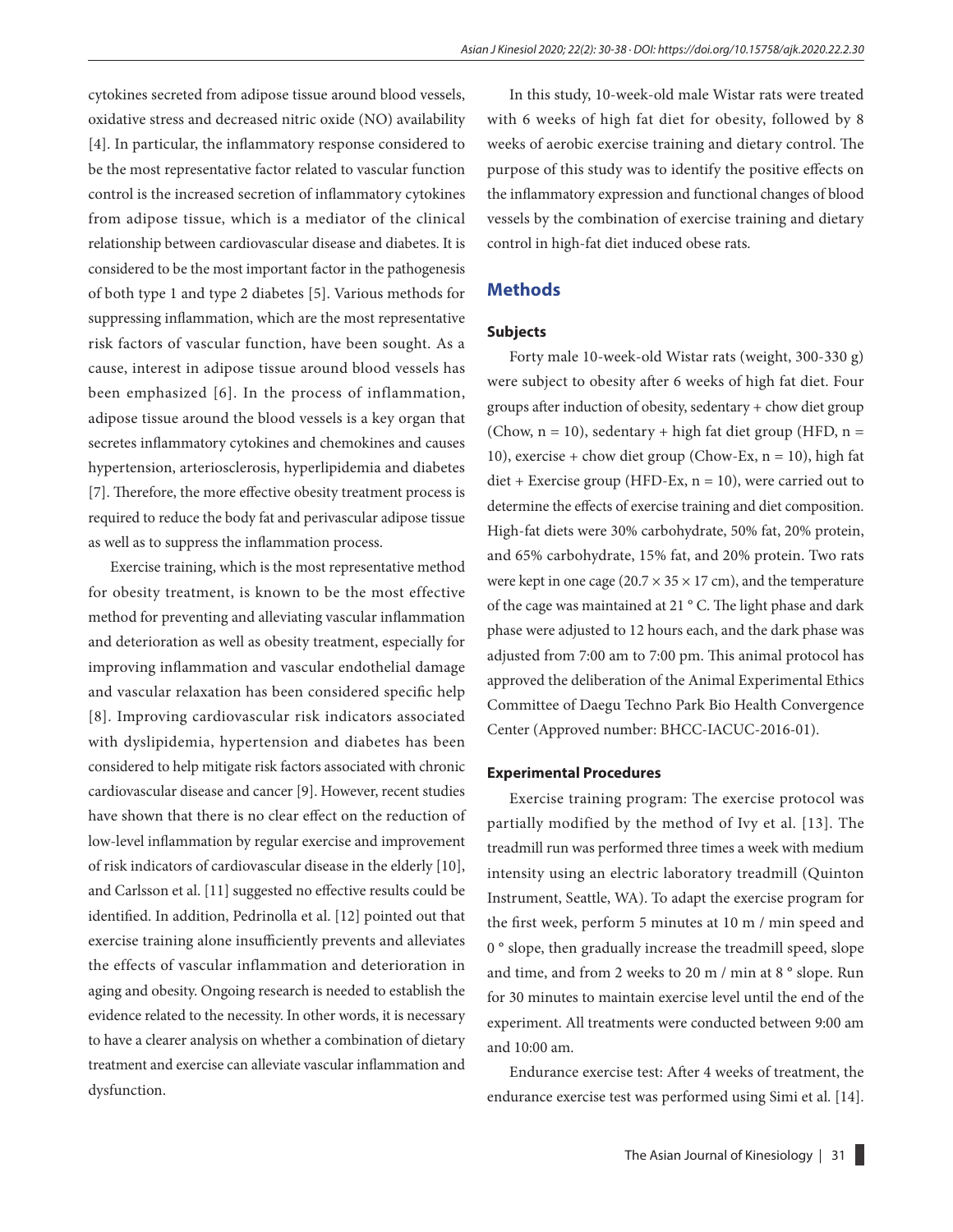cytokines secreted from adipose tissue around blood vessels, oxidative stress and decreased nitric oxide (NO) availability [4]. In particular, the inflammatory response considered to be the most representative factor related to vascular function control is the increased secretion of inflammatory cytokines from adipose tissue, which is a mediator of the clinical relationship between cardiovascular disease and diabetes. It is considered to be the most important factor in the pathogenesis of both type 1 and type 2 diabetes [5]. Various methods for suppressing inflammation, which are the most representative risk factors of vascular function, have been sought. As a cause, interest in adipose tissue around blood vessels has been emphasized [6]. In the process of inflammation, adipose tissue around the blood vessels is a key organ that secretes inflammatory cytokines and chemokines and causes hypertension, arteriosclerosis, hyperlipidemia and diabetes [7]. Therefore, the more effective obesity treatment process is required to reduce the body fat and perivascular adipose tissue as well as to suppress the inflammation process.

Exercise training, which is the most representative method for obesity treatment, is known to be the most effective method for preventing and alleviating vascular inflammation and deterioration as well as obesity treatment, especially for improving inflammation and vascular endothelial damage and vascular relaxation has been considered specific help [8]. Improving cardiovascular risk indicators associated with dyslipidemia, hypertension and diabetes has been considered to help mitigate risk factors associated with chronic cardiovascular disease and cancer [9]. However, recent studies have shown that there is no clear effect on the reduction of low-level inflammation by regular exercise and improvement of risk indicators of cardiovascular disease in the elderly [10], and Carlsson et al. [11] suggested no effective results could be identified. In addition, Pedrinolla et al. [12] pointed out that exercise training alone insufficiently prevents and alleviates the effects of vascular inflammation and deterioration in aging and obesity. Ongoing research is needed to establish the evidence related to the necessity. In other words, it is necessary to have a clearer analysis on whether a combination of dietary treatment and exercise can alleviate vascular inflammation and dysfunction.

In this study, 10-week-old male Wistar rats were treated with 6 weeks of high fat diet for obesity, followed by 8 weeks of aerobic exercise training and dietary control. The purpose of this study was to identify the positive effects on the inflammatory expression and functional changes of blood vessels by the combination of exercise training and dietary control in high-fat diet induced obese rats.

## Methods

### Subjects

Forty male 10-week-old Wistar rats (weight, 300-330 g) were subject to obesity after 6 weeks of high fat diet. Four groups after induction of obesity, sedentary + chow diet group (Chow, n = 10), sedentary + high fat diet group (HFD, n = 10), exercise + chow diet group (Chow-Ex, n = 10), high fat diet + Exercise group (HFD-Ex, n = 10), were carried out to determine the effects of exercise training and diet composition. High-fat diets were 30% carbohydrate, 50% fat, 20% protein, and 65% carbohydrate, 15% fat, and 20% protein. Two rats were kept in one cage (20.7 × 35 × 17 cm), and the temperature of the cage was maintained at 21 ° C. The light phase and dark phase were adjusted to 12 hours each, and the dark phase was adjusted from 7:00 am to 7:00 pm. This animal protocol has approved the deliberation of the Animal Experimental Ethics Committee of Daegu Techno Park Bio Health Convergence Center (Approved number: BHCC-IACUC-2016-01).

### Experimental Procedures

Exercise training program: The exercise protocol was partially modified by the method of Ivy et al. [13]. The treadmill run was performed three times a week with medium intensity using an electric laboratory treadmill (Quinton Instrument, Seattle, WA). To adapt the exercise program for the first week, perform 5 minutes at 10 m / min speed and 0 ° slope, then gradually increase the treadmill speed, slope and time, and from 2 weeks to 20 m / min at 8 ° slope. Run for 30 minutes to maintain exercise level until the end of the experiment. All treatments were conducted between 9:00 am and 10:00 am.

Endurance exercise test: After 4 weeks of treatment, the endurance exercise test was performed using Simi et al. [14].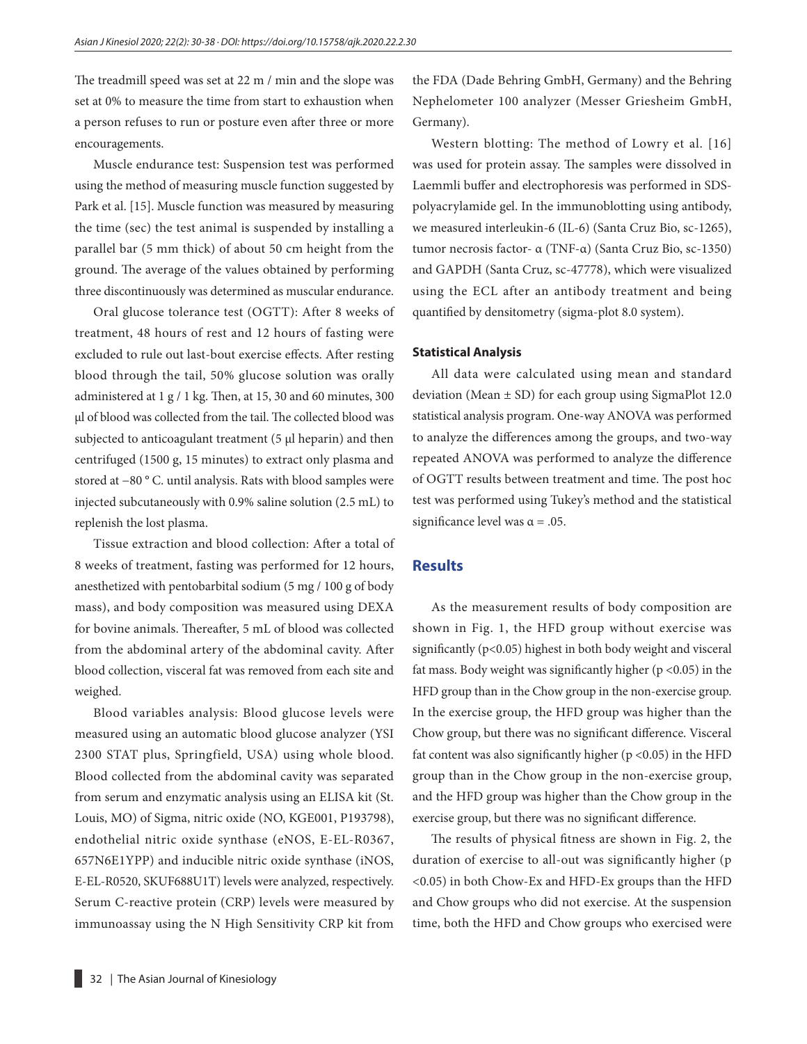The treadmill speed was set at 22 m / min and the slope was set at 0% to measure the time from start to exhaustion when a person refuses to run or posture even after three or more encouragements.

Muscle endurance test: Suspension test was performed using the method of measuring muscle function suggested by Park et al. [15]. Muscle function was measured by measuring the time (sec) the test animal is suspended by installing a parallel bar (5 mm thick) of about 50 cm height from the ground. The average of the values obtained by performing three discontinuously was determined as muscular endurance.

Oral glucose tolerance test (OGTT): After 8 weeks of treatment, 48 hours of rest and 12 hours of fasting were excluded to rule out last-bout exercise effects. After resting blood through the tail, 50% glucose solution was orally administered at 1 g / 1 kg. Then, at 15, 30 and 60 minutes, 300 μl of blood was collected from the tail. The collected blood was subjected to anticoagulant treatment (5 μl heparin) and then centrifuged (1500 g, 15 minutes) to extract only plasma and stored at −80 ° C. until analysis. Rats with blood samples were injected subcutaneously with 0.9% saline solution (2.5 mL) to replenish the lost plasma.

Tissue extraction and blood collection: After a total of 8 weeks of treatment, fasting was performed for 12 hours, anesthetized with pentobarbital sodium (5 mg / 100 g of body mass), and body composition was measured using DEXA for bovine animals. Thereafter, 5 mL of blood was collected from the abdominal artery of the abdominal cavity. After blood collection, visceral fat was removed from each site and weighed.

Blood variables analysis: Blood glucose levels were measured using an automatic blood glucose analyzer (YSI 2300 STAT plus, Springfield, USA) using whole blood. Blood collected from the abdominal cavity was separated from serum and enzymatic analysis using an ELISA kit (St. Louis, MO) of Sigma, nitric oxide (NO, KGE001, P193798), endothelial nitric oxide synthase (eNOS, E-EL-R0367, 657N6E1YPP) and inducible nitric oxide synthase (iNOS, E-EL-R0520, SKUF688U1T) levels were analyzed, respectively. Serum C-reactive protein (CRP) levels were measured by immunoassay using the N High Sensitivity CRP kit from the FDA (Dade Behring GmbH, Germany) and the Behring Nephelometer 100 analyzer (Messer Griesheim GmbH, Germany).

Western blotting: The method of Lowry et al. [16] was used for protein assay. The samples were dissolved in Laemmli buffer and electrophoresis was performed in SDS-polyacrylamide gel. In the immunoblotting using antibody, we measured interleukin-6 (IL-6) (Santa Cruz Bio, sc-1265), tumor necrosis factor- α (TNF-α) (Santa Cruz Bio, sc-1350) and GAPDH (Santa Cruz, sc-47778), which were visualized using the ECL after an antibody treatment and being quantified by densitometry (sigma-plot 8.0 system).

### Statistical Analysis

All data were calculated using mean and standard deviation (Mean ± SD) for each group using SigmaPlot 12.0 statistical analysis program. One-way ANOVA was performed to analyze the differences among the groups, and two-way repeated ANOVA was performed to analyze the difference of OGTT results between treatment and time. The post hoc test was performed using Tukey's method and the statistical significance level was $\alpha = .05$.

## Results

As the measurement results of body composition are shown in Fig. 1, the HFD group without exercise was significantly ($p<0.05$) highest in both body weight and visceral fat mass. Body weight was significantly higher ($p <0.05$) in the HFD group than in the Chow group in the non-exercise group. In the exercise group, the HFD group was higher than the Chow group, but there was no significant difference. Visceral fat content was also significantly higher ($p <0.05$) in the HFD group than in the Chow group in the non-exercise group, and the HFD group was higher than the Chow group in the exercise group, but there was no significant difference.

The results of physical fitness are shown in Fig. 2, the duration of exercise to all-out was significantly higher ($p <0.05$) in both Chow-Ex and HFD-Ex groups than the HFD and Chow groups who did not exercise. At the suspension time, both the HFD and Chow groups who exercised were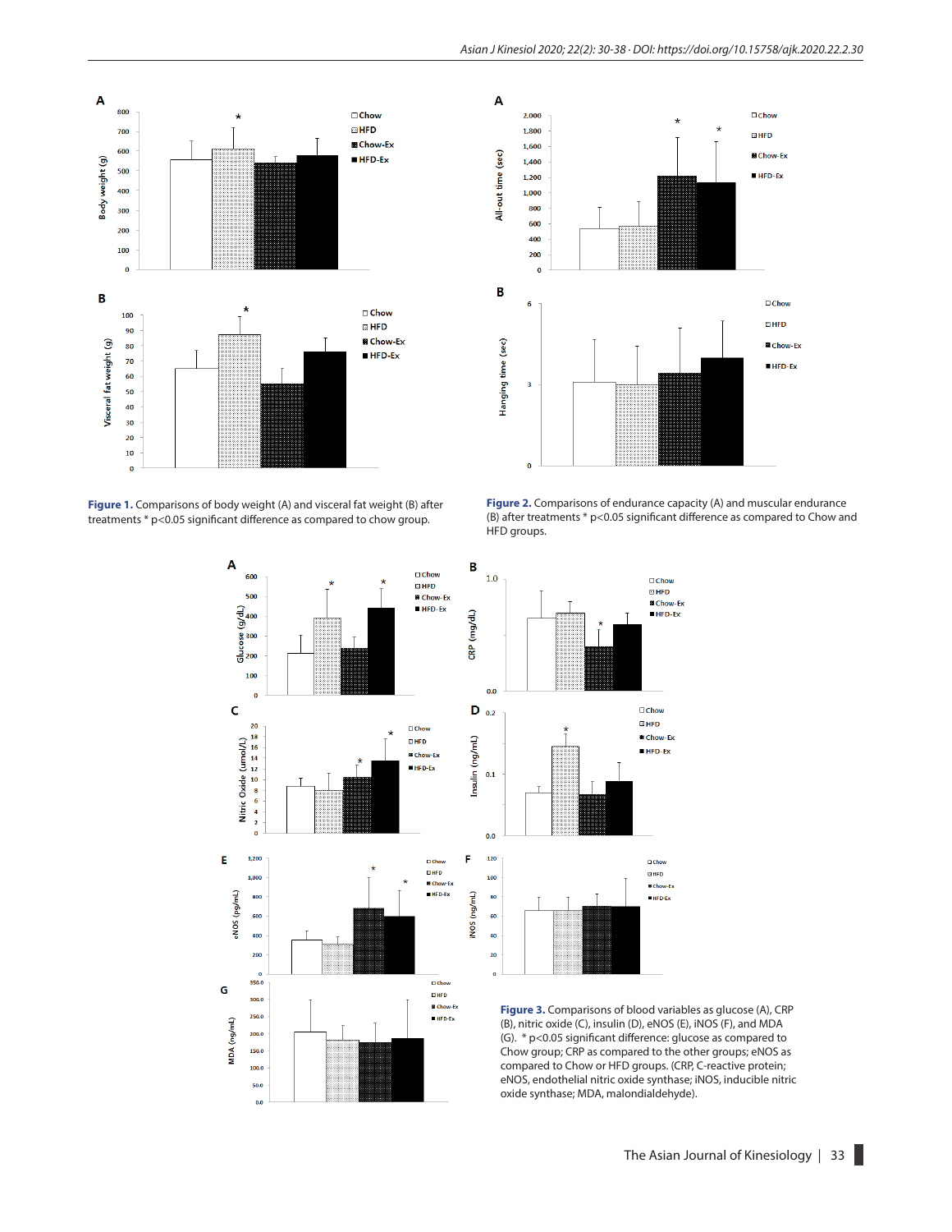**Figure 1.** Comparisons of body weight (A) and visceral fat weight (B) after treatments * p<0.05 significant difference as compared to chow group.

**Figure 2.** Comparisons of endurance capacity (A) and muscular endurance (B) after treatments * p<0.05 significant difference as compared to Chow and HFD groups.

**Figure 3.** Comparisons of blood variables as glucose (A), CRP (B), nitric oxide (C), insulin (D), eNOS (E), iNOS (F), and MDA (G). * p<0.05 significant difference: glucose as compared to Chow group; CRP as compared to the other groups; eNOS as compared to Chow or HFD groups. (CRP, C-reactive protein; eNOS, endothelial nitric oxide synthase; iNOS, inducible nitric oxide synthase; MDA, malondialdehyde).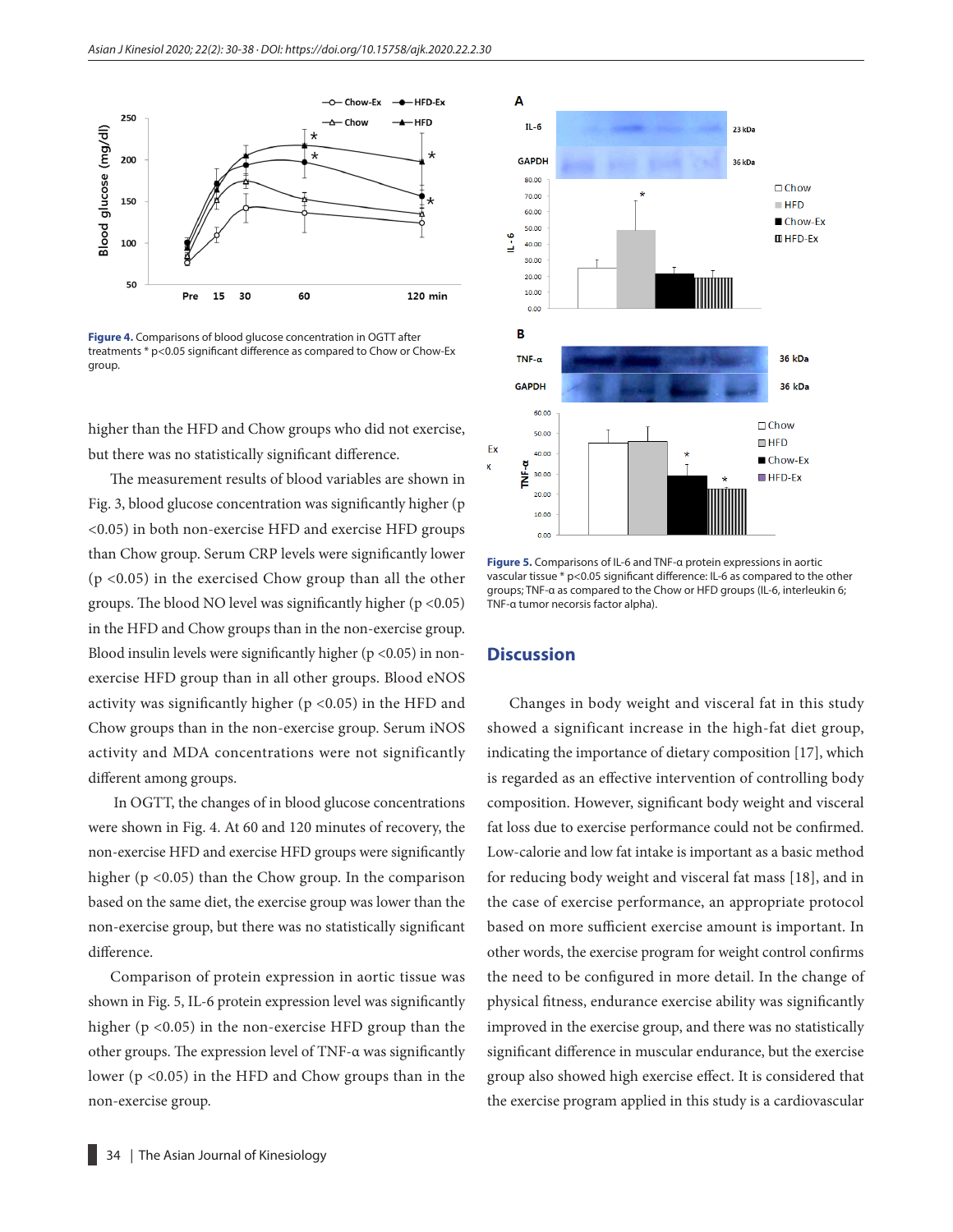Figure 4. Comparisons of blood glucose concentration in OGTT after treatments * p<0.05 significant difference as compared to Chow or Chow-Ex group.

higher than the HFD and Chow groups who did not exercise, but there was no statistically significant difference.

The measurement results of blood variables are shown in Fig. 3, blood glucose concentration was significantly higher ($p < 0.05$) in both non-exercise HFD and exercise HFD groups than Chow group. Serum CRP levels were significantly lower ($p < 0.05$) in the exercised Chow group than all the other groups. The blood NO level was significantly higher ($p < 0.05$) in the HFD and Chow groups than in the non-exercise group. Blood insulin levels were significantly higher ($p < 0.05$) in non-exercise HFD group than in all other groups. Blood eNOS activity was significantly higher ($p < 0.05$) in the HFD and Chow groups than in the non-exercise group. Serum iNOS activity and MDA concentrations were not significantly different among groups.

In OGTT, the changes of in blood glucose concentrations were shown in Fig. 4. At 60 and 120 minutes of recovery, the non-exercise HFD and exercise HFD groups were significantly higher ($p < 0.05$) than the Chow group. In the comparison based on the same diet, the exercise group was lower than the non-exercise group, but there was no statistically significant difference.

Comparison of protein expression in aortic tissue was shown in Fig. 5, IL-6 protein expression level was significantly higher ($p < 0.05$) in the non-exercise HFD group than the other groups. The expression level of TNF-α was significantly lower ($p < 0.05$) in the HFD and Chow groups than in the non-exercise group.

Figure 5. Comparisons of IL-6 and TNF-α protein expressions in aortic vascular tissue * p<0.05 significant difference: IL-6 as compared to the other groups; TNF-α as compared to the Chow or HFD groups (IL-6, interleukin 6; TNF-α tumor necorsis factor alpha).

## Discussion

Changes in body weight and visceral fat in this study showed a significant increase in the high-fat diet group, indicating the importance of dietary composition [17], which is regarded as an effective intervention of controlling body composition. However, significant body weight and visceral fat loss due to exercise performance could not be confirmed. Low-calorie and low fat intake is important as a basic method for reducing body weight and visceral fat mass [18], and in the case of exercise performance, an appropriate protocol based on more sufficient exercise amount is important. In other words, the exercise program for weight control confirms the need to be configured in more detail. In the change of physical fitness, endurance exercise ability was significantly improved in the exercise group, and there was no statistically significant difference in muscular endurance, but the exercise group also showed high exercise effect. It is considered that the exercise program applied in this study is a cardiovascular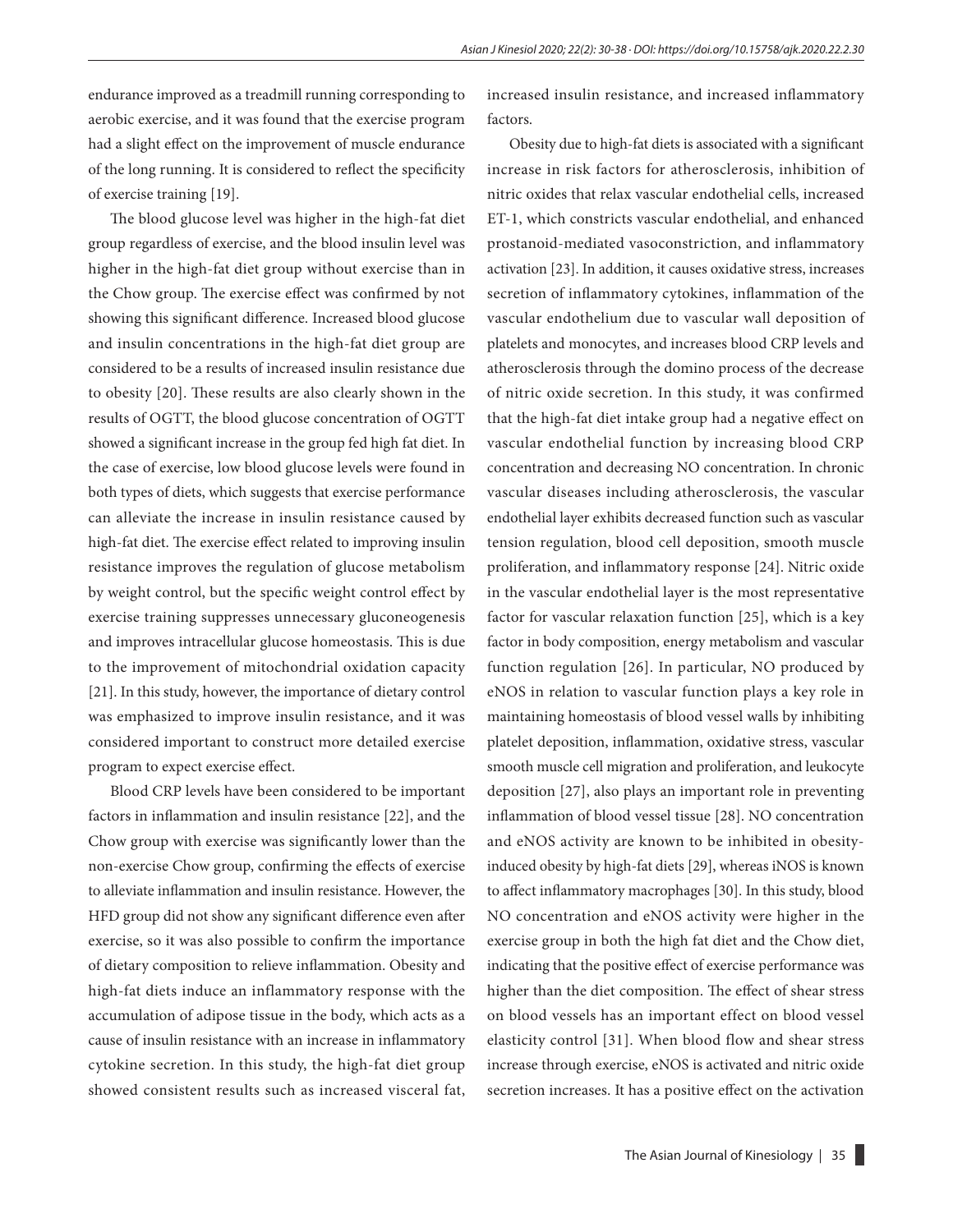endurance improved as a treadmill running corresponding to aerobic exercise, and it was found that the exercise program had a slight effect on the improvement of muscle endurance of the long running. It is considered to reflect the specificity of exercise training [19].

The blood glucose level was higher in the high-fat diet group regardless of exercise, and the blood insulin level was higher in the high-fat diet group without exercise than in the Chow group. The exercise effect was confirmed by not showing this significant difference. Increased blood glucose and insulin concentrations in the high-fat diet group are considered to be a results of increased insulin resistance due to obesity [20]. These results are also clearly shown in the results of OGTT, the blood glucose concentration of OGTT showed a significant increase in the group fed high fat diet. In the case of exercise, low blood glucose levels were found in both types of diets, which suggests that exercise performance can alleviate the increase in insulin resistance caused by high-fat diet. The exercise effect related to improving insulin resistance improves the regulation of glucose metabolism by weight control, but the specific weight control effect by exercise training suppresses unnecessary gluconeogenesis and improves intracellular glucose homeostasis. This is due to the improvement of mitochondrial oxidation capacity [21]. In this study, however, the importance of dietary control was emphasized to improve insulin resistance, and it was considered important to construct more detailed exercise program to expect exercise effect.

Blood CRP levels have been considered to be important factors in inflammation and insulin resistance [22], and the Chow group with exercise was significantly lower than the non-exercise Chow group, confirming the effects of exercise to alleviate inflammation and insulin resistance. However, the HFD group did not show any significant difference even after exercise, so it was also possible to confirm the importance of dietary composition to relieve inflammation. Obesity and high-fat diets induce an inflammatory response with the accumulation of adipose tissue in the body, which acts as a cause of insulin resistance with an increase in inflammatory cytokine secretion. In this study, the high-fat diet group showed consistent results such as increased visceral fat, increased insulin resistance, and increased inflammatory factors.

Obesity due to high-fat diets is associated with a significant increase in risk factors for atherosclerosis, inhibition of nitric oxides that relax vascular endothelial cells, increased ET-1, which constricts vascular endothelial, and enhanced prostanoid-mediated vasoconstriction, and inflammatory activation [23]. In addition, it causes oxidative stress, increases secretion of inflammatory cytokines, inflammation of the vascular endothelium due to vascular wall deposition of platelets and monocytes, and increases blood CRP levels and atherosclerosis through the domino process of the decrease of nitric oxide secretion. In this study, it was confirmed that the high-fat diet intake group had a negative effect on vascular endothelial function by increasing blood CRP concentration and decreasing NO concentration. In chronic vascular diseases including atherosclerosis, the vascular endothelial layer exhibits decreased function such as vascular tension regulation, blood cell deposition, smooth muscle proliferation, and inflammatory response [24]. Nitric oxide in the vascular endothelial layer is the most representative factor for vascular relaxation function [25], which is a key factor in body composition, energy metabolism and vascular function regulation [26]. In particular, NO produced by eNOS in relation to vascular function plays a key role in maintaining homeostasis of blood vessel walls by inhibiting platelet deposition, inflammation, oxidative stress, vascular smooth muscle cell migration and proliferation, and leukocyte deposition [27], also plays an important role in preventing inflammation of blood vessel tissue [28]. NO concentration and eNOS activity are known to be inhibited in obesity-induced obesity by high-fat diets [29], whereas iNOS is known to affect inflammatory macrophages [30]. In this study, blood NO concentration and eNOS activity were higher in the exercise group in both the high fat diet and the Chow diet, indicating that the positive effect of exercise performance was higher than the diet composition. The effect of shear stress on blood vessels has an important effect on blood vessel elasticity control [31]. When blood flow and shear stress increase through exercise, eNOS is activated and nitric oxide secretion increases. It has a positive effect on the activation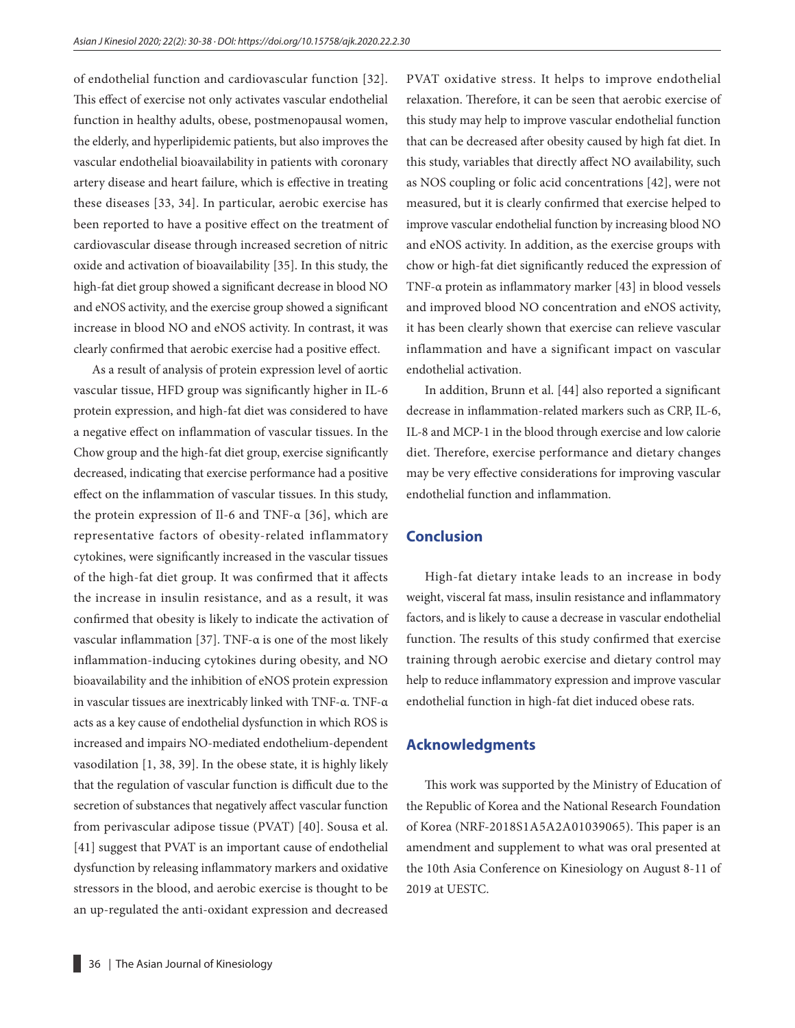of endothelial function and cardiovascular function [32]. This effect of exercise not only activates vascular endothelial function in healthy adults, obese, postmenopausal women, the elderly, and hyperlipidemic patients, but also improves the vascular endothelial bioavailability in patients with coronary artery disease and heart failure, which is effective in treating these diseases [33, 34]. In particular, aerobic exercise has been reported to have a positive effect on the treatment of cardiovascular disease through increased secretion of nitric oxide and activation of bioavailability [35]. In this study, the high-fat diet group showed a significant decrease in blood NO and eNOS activity, and the exercise group showed a significant increase in blood NO and eNOS activity. In contrast, it was clearly confirmed that aerobic exercise had a positive effect.

As a result of analysis of protein expression level of aortic vascular tissue, HFD group was significantly higher in IL-6 protein expression, and high-fat diet was considered to have a negative effect on inflammation of vascular tissues. In the Chow group and the high-fat diet group, exercise significantly decreased, indicating that exercise performance had a positive effect on the inflammation of vascular tissues. In this study, the protein expression of Il-6 and TNF-α [36], which are representative factors of obesity-related inflammatory cytokines, were significantly increased in the vascular tissues of the high-fat diet group. It was confirmed that it affects the increase in insulin resistance, and as a result, it was confirmed that obesity is likely to indicate the activation of vascular inflammation [37]. TNF-α is one of the most likely inflammation-inducing cytokines during obesity, and NO bioavailability and the inhibition of eNOS protein expression in vascular tissues are inextricably linked with TNF-α. TNF-α acts as a key cause of endothelial dysfunction in which ROS is increased and impairs NO-mediated endothelium-dependent vasodilation [1, 38, 39]. In the obese state, it is highly likely that the regulation of vascular function is difficult due to the secretion of substances that negatively affect vascular function from perivascular adipose tissue (PVAT) [40]. Sousa et al. [41] suggest that PVAT is an important cause of endothelial dysfunction by releasing inflammatory markers and oxidative stressors in the blood, and aerobic exercise is thought to be an up-regulated the anti-oxidant expression and decreased PVAT oxidative stress. It helps to improve endothelial relaxation. Therefore, it can be seen that aerobic exercise of this study may help to improve vascular endothelial function that can be decreased after obesity caused by high fat diet. In this study, variables that directly affect NO availability, such as NOS coupling or folic acid concentrations [42], were not measured, but it is clearly confirmed that exercise helped to improve vascular endothelial function by increasing blood NO and eNOS activity. In addition, as the exercise groups with chow or high-fat diet significantly reduced the expression of TNF-α protein as inflammatory marker [43] in blood vessels and improved blood NO concentration and eNOS activity, it has been clearly shown that exercise can relieve vascular inflammation and have a significant impact on vascular endothelial activation.

In addition, Brunn et al. [44] also reported a significant decrease in inflammation-related markers such as CRP, IL-6, IL-8 and MCP-1 in the blood through exercise and low calorie diet. Therefore, exercise performance and dietary changes may be very effective considerations for improving vascular endothelial function and inflammation.

## Conclusion

High-fat dietary intake leads to an increase in body weight, visceral fat mass, insulin resistance and inflammatory factors, and is likely to cause a decrease in vascular endothelial function. The results of this study confirmed that exercise training through aerobic exercise and dietary control may help to reduce inflammatory expression and improve vascular endothelial function in high-fat diet induced obese rats.

## Acknowledgments

This work was supported by the Ministry of Education of the Republic of Korea and the National Research Foundation of Korea (NRF-2018S1A5A2A01039065). This paper is an amendment and supplement to what was oral presented at the 10th Asia Conference on Kinesiology on August 8-11 of 2019 at UESTC.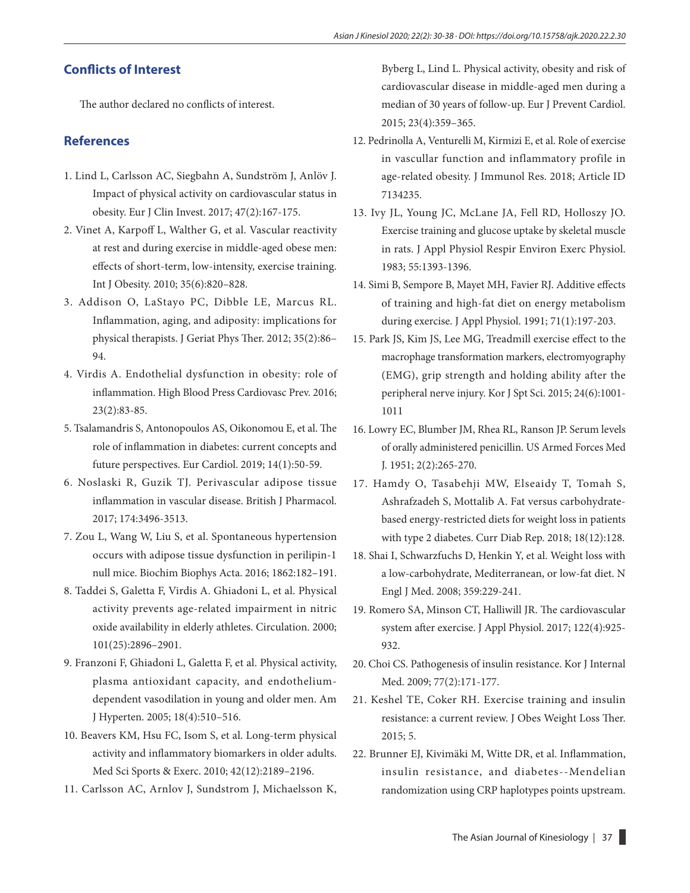## Conflicts of Interest

The author declared no conflicts of interest.

## References

1. Lind L, Carlsson AC, Siegbahn A, Sundström J, Anlöv J. Impact of physical activity on cardiovascular status in obesity. Eur J Clin Invest. 2017; 47(2):167-175.
2. Vinet A, Karpoff L, Walther G, et al. Vascular reactivity at rest and during exercise in middle-aged obese men: effects of short-term, low-intensity, exercise training. Int J Obesity. 2010; 35(6):820–828.
3. Addison O, LaStayo PC, Dibble LE, Marcus RL. Inflammation, aging, and adiposity: implications for physical therapists. J Geriat Phys Ther. 2012; 35(2):86–94.
4. Virdis A. Endothelial dysfunction in obesity: role of inflammation. High Blood Press Cardiovasc Prev. 2016; 23(2):83-85.
5. Tsalamandris S, Antonopoulos AS, Oikonomou E, et al. The role of inflammation in diabetes: current concepts and future perspectives. Eur Cardiol. 2019; 14(1):50-59.
6. Noslaski R, Guzik TJ. Perivascular adipose tissue inflammation in vascular disease. British J Pharmacol. 2017; 174:3496-3513.
7. Zou L, Wang W, Liu S, et al. Spontaneous hypertension occurs with adipose tissue dysfunction in perilipin-1 null mice. Biochim Biophys Acta. 2016; 1862:182–191.
8. Taddei S, Galetta F, Virdis A. Ghiadoni L, et al. Physical activity prevents age-related impairment in nitric oxide availability in elderly athletes. Circulation. 2000; 101(25):2896–2901.
9. Franzoni F, Ghiadoni L, Galetta F, et al. Physical activity, plasma antioxidant capacity, and endothelium-dependent vasodilation in young and older men. Am J Hyperten. 2005; 18(4):510–516.
10. Beavers KM, Hsu FC, Isom S, et al. Long-term physical activity and inflammatory biomarkers in older adults. Med Sci Sports & Exerc. 2010; 42(12):2189–2196.
11. Carlsson AC, Arnlov J, Sundstrom J, Michaelsson K, Byberg L, Lind L. Physical activity, obesity and risk of cardiovascular disease in middle-aged men during a median of 30 years of follow-up. Eur J Prevent Cardiol. 2015; 23(4):359–365.
12. Pedrinolla A, Venturelli M, Kirmizi E, et al. Role of exercise in vascullar function and inflammatory profile in age-related obesity. J Immunol Res. 2018; Article ID 7134235.
13. Ivy JL, Young JC, McLane JA, Fell RD, Holloszy JO. Exercise training and glucose uptake by skeletal muscle in rats. J Appl Physiol Respir Environ Exerc Physiol. 1983; 55:1393-1396.
14. Simi B, Sempore B, Mayet MH, Favier RJ. Additive effects of training and high-fat diet on energy metabolism during exercise. J Appl Physiol. 1991; 71(1):197-203.
15. Park JS, Kim JS, Lee MG, Treadmill exercise effect to the macrophage transformation markers, electromyography (EMG), grip strength and holding ability after the peripheral nerve injury. Kor J Spt Sci. 2015; 24(6):1001-1011
16. Lowry EC, Blumber JM, Rhea RL, Ranson JP. Serum levels of orally administered penicillin. US Armed Forces Med J. 1951; 2(2):265-270.
17. Hamdy O, Tasabehji MW, Elseaidy T, Tomah S, Ashrafzadeh S, Mottalib A. Fat versus carbohydrate-based energy-restricted diets for weight loss in patients with type 2 diabetes. Curr Diab Rep. 2018; 18(12):128.
18. Shai I, Schwarzfuchs D, Henkin Y, et al. Weight loss with a low-carbohydrate, Mediterranean, or low-fat diet. N Engl J Med. 2008; 359:229-241.
19. Romero SA, Minson CT, Halliwill JR. The cardiovascular system after exercise. J Appl Physiol. 2017; 122(4):925-932.
20. Choi CS. Pathogenesis of insulin resistance. Kor J Internal Med. 2009; 77(2):171-177.
21. Keshel TE, Coker RH. Exercise training and insulin resistance: a current review. J Obes Weight Loss Ther. 2015; 5.
22. Brunner EJ, Kivimäki M, Witte DR, et al. Inflammation, insulin resistance, and diabetes--Mendelian randomization using CRP haplotypes points upstream.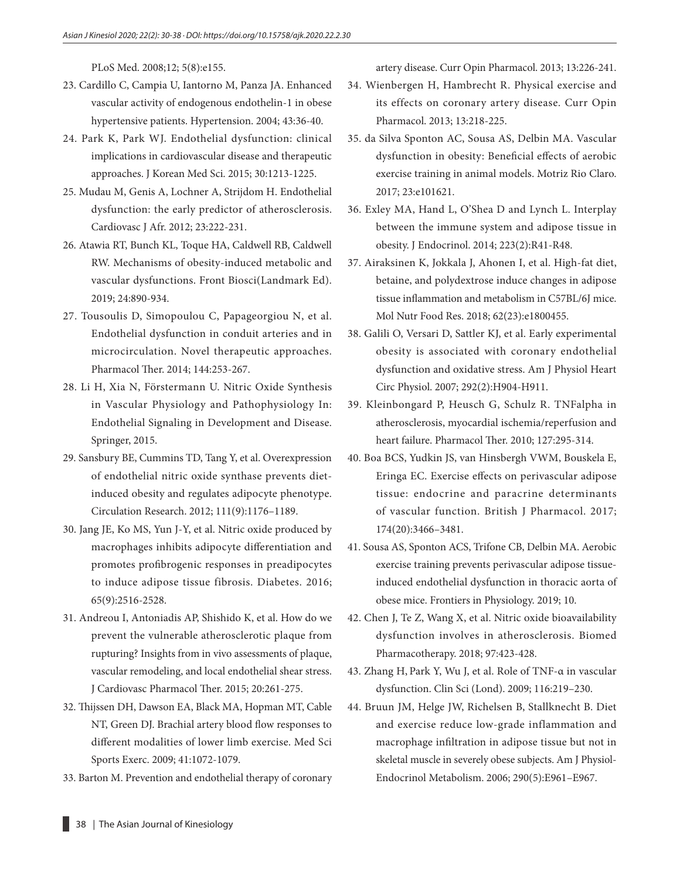PLoS Med. 2008;12; 5(8):e155.

23. Cardillo C, Campia U, Iantorno M, Panza JA. Enhanced vascular activity of endogenous endothelin-1 in obese hypertensive patients. Hypertension. 2004; 43:36-40.
24. Park K, Park WJ. Endothelial dysfunction: clinical implications in cardiovascular disease and therapeutic approaches. J Korean Med Sci. 2015; 30:1213-1225.
25. Mudau M, Genis A, Lochner A, Strijdom H. Endothelial dysfunction: the early predictor of atherosclerosis. Cardiovasc J Afr. 2012; 23:222-231.
26. Atawia RT, Bunch KL, Toque HA, Caldwell RB, Caldwell RW. Mechanisms of obesity-induced metabolic and vascular dysfunctions. Front Biosci(Landmark Ed). 2019; 24:890-934.
27. Tousoulis D, Simopoulou C, Papageorgiou N, et al. Endothelial dysfunction in conduit arteries and in microcirculation. Novel therapeutic approaches. Pharmacol Ther. 2014; 144:253-267.
28. Li H, Xia N, Förstermann U. Nitric Oxide Synthesis in Vascular Physiology and Pathophysiology In: Endothelial Signaling in Development and Disease. Springer, 2015.
29. Sansbury BE, Cummins TD, Tang Y, et al. Overexpression of endothelial nitric oxide synthase prevents diet-induced obesity and regulates adipocyte phenotype. Circulation Research. 2012; 111(9):1176–1189.
30. Jang JE, Ko MS, Yun J-Y, et al. Nitric oxide produced by macrophages inhibits adipocyte differentiation and promotes profibrogenic responses in preadipocytes to induce adipose tissue fibrosis. Diabetes. 2016; 65(9):2516-2528.
31. Andreou I, Antoniadis AP, Shishido K, et al. How do we prevent the vulnerable atherosclerotic plaque from rupturing? Insights from in vivo assessments of plaque, vascular remodeling, and local endothelial shear stress. J Cardiovasc Pharmacol Ther. 2015; 20:261-275.
32. Thijssen DH, Dawson EA, Black MA, Hopman MT, Cable NT, Green DJ. Brachial artery blood flow responses to different modalities of lower limb exercise. Med Sci Sports Exerc. 2009; 41:1072-1079.
33. Barton M. Prevention and endothelial therapy of coronary artery disease. Curr Opin Pharmacol. 2013; 13:226-241.
34. Wienbergen H, Hambrecht R. Physical exercise and its effects on coronary artery disease. Curr Opin Pharmacol. 2013; 13:218-225.
35. da Silva Sponton AC, Sousa AS, Delbin MA. Vascular dysfunction in obesity: Beneficial effects of aerobic exercise training in animal models. Motriz Rio Claro. 2017; 23:e101621.
36. Exley MA, Hand L, O'Shea D and Lynch L. Interplay between the immune system and adipose tissue in obesity. J Endocrinol. 2014; 223(2):R41-R48.
37. Airaksinen K, Jokkala J, Ahonen I, et al. High-fat diet, betaine, and polydextrose induce changes in adipose tissue inflammation and metabolism in C57BL/6J mice. Mol Nutr Food Res. 2018; 62(23):e1800455.
38. Galili O, Versari D, Sattler KJ, et al. Early experimental obesity is associated with coronary endothelial dysfunction and oxidative stress. Am J Physiol Heart Circ Physiol. 2007; 292(2):H904-H911.
39. Kleinbongard P, Heusch G, Schulz R. TNFalpha in atherosclerosis, myocardial ischemia/reperfusion and heart failure. Pharmacol Ther. 2010; 127:295-314.
40. Boa BCS, Yudkin JS, van Hinsbergh VWM, Bouskela E, Eringa EC. Exercise effects on perivascular adipose tissue: endocrine and paracrine determinants of vascular function. British J Pharmacol. 2017; 174(20):3466–3481.
41. Sousa AS, Sponton ACS, Trifone CB, Delbin MA. Aerobic exercise training prevents perivascular adipose tissue-induced endothelial dysfunction in thoracic aorta of obese mice. Frontiers in Physiology. 2019; 10.
42. Chen J, Te Z, Wang X, et al. Nitric oxide bioavailability dysfunction involves in atherosclerosis. Biomed Pharmacotherapy. 2018; 97:423-428.
43. Zhang H, Park Y, Wu J, et al. Role of TNF-α in vascular dysfunction. Clin Sci (Lond). 2009; 116:219–230.
44. Bruun JM, Helge JW, Richelsen B, Stallknecht B. Diet and exercise reduce low-grade inflammation and macrophage infiltration in adipose tissue but not in skeletal muscle in severely obese subjects. Am J Physiol-Endocrinol Metabolism. 2006; 290(5):E961–E967.